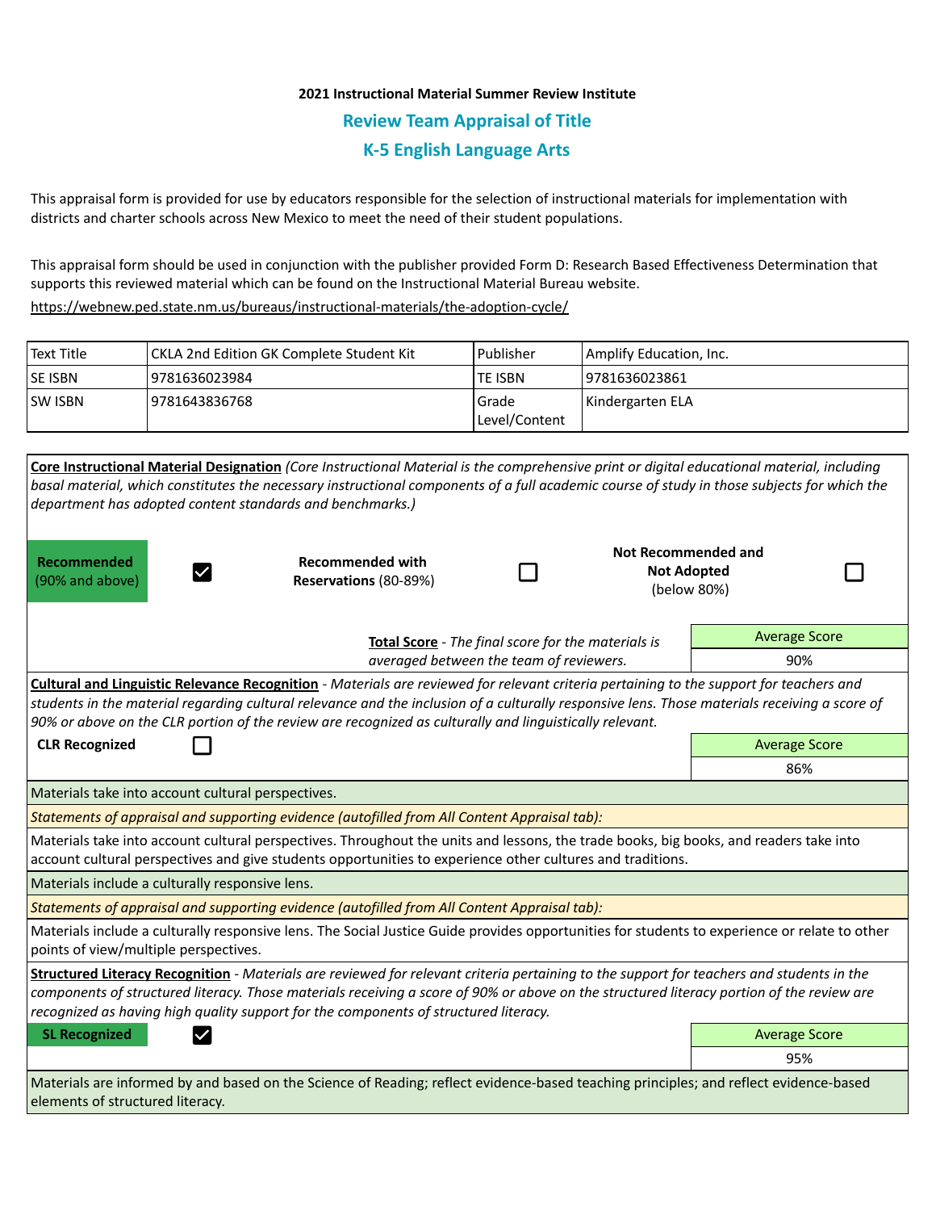**2021 Instructional Material Summer Review Institute**

## Review Team Appraisal of Title

## K-5 English Language Arts

This appraisal form is provided for use by educators responsible for the selection of instructional materials for implementation with districts and charter schools across New Mexico to meet the need of their student populations.

This appraisal form should be used in conjunction with the publisher provided Form D: Research Based Effectiveness Determination that supports this reviewed material which can be found on the Instructional Material Bureau website.

https://webnew.ped.state.nm.us/bureaus/instructional-materials/the-adoption-cycle/

| | | | |
|---|---|---|---|
| Text Title | CKLA 2nd Edition GK Complete Student Kit | Publisher | Amplify Education, Inc. |
| SE ISBN | 9781636023984 | TE ISBN | 9781636023861 |
| SW ISBN | 9781643836768 | Grade Level/Content | Kindergarten ELA |

**Core Instructional Material Designation** *(Core Instructional Material is the comprehensive print or digital educational material, including basal material, which constitutes the necessary instructional components of a full academic course of study in those subjects for which the department has adopted content standards and benchmarks.)*

| | | | | | |
|---|---|---|---|---|---|
| **Recommended** (90% and above) | ☑ | **Recommended with Reservations** (80-89%) | ☐ | **Not Recommended and Not Adopted** (below 80%) | ☐ |

**Total Score** - *The final score for the materials is averaged between the team of reviewers.*

| Average Score |
|---|
| 90% |

**Cultural and Linguistic Relevance Recognition** - *Materials are reviewed for relevant criteria pertaining to the support for teachers and students in the material regarding cultural relevance and the inclusion of a culturally responsive lens. Those materials receiving a score of 90% or above on the CLR portion of the review are recognized as culturally and linguistically relevant.*

**CLR Recognized** ☐

| Average Score |
|---|
| 86% |

Materials take into account cultural perspectives.

*Statements of appraisal and supporting evidence (autofilled from All Content Appraisal tab):*

Materials take into account cultural perspectives. Throughout the units and lessons, the trade books, big books, and readers take into account cultural perspectives and give students opportunities to experience other cultures and traditions.

Materials include a culturally responsive lens.

*Statements of appraisal and supporting evidence (autofilled from All Content Appraisal tab):*

Materials include a culturally responsive lens. The Social Justice Guide provides opportunities for students to experience or relate to other points of view/multiple perspectives.

**Structured Literacy Recognition** - *Materials are reviewed for relevant criteria pertaining to the support for teachers and students in the components of structured literacy. Those materials receiving a score of 90% or above on the structured literacy portion of the review are recognized as having high quality support for the components of structured literacy.*

**SL Recognized** ☑

| Average Score |
|---|
| 95% |

Materials are informed by and based on the Science of Reading; reflect evidence-based teaching principles; and reflect evidence-based elements of structured literacy.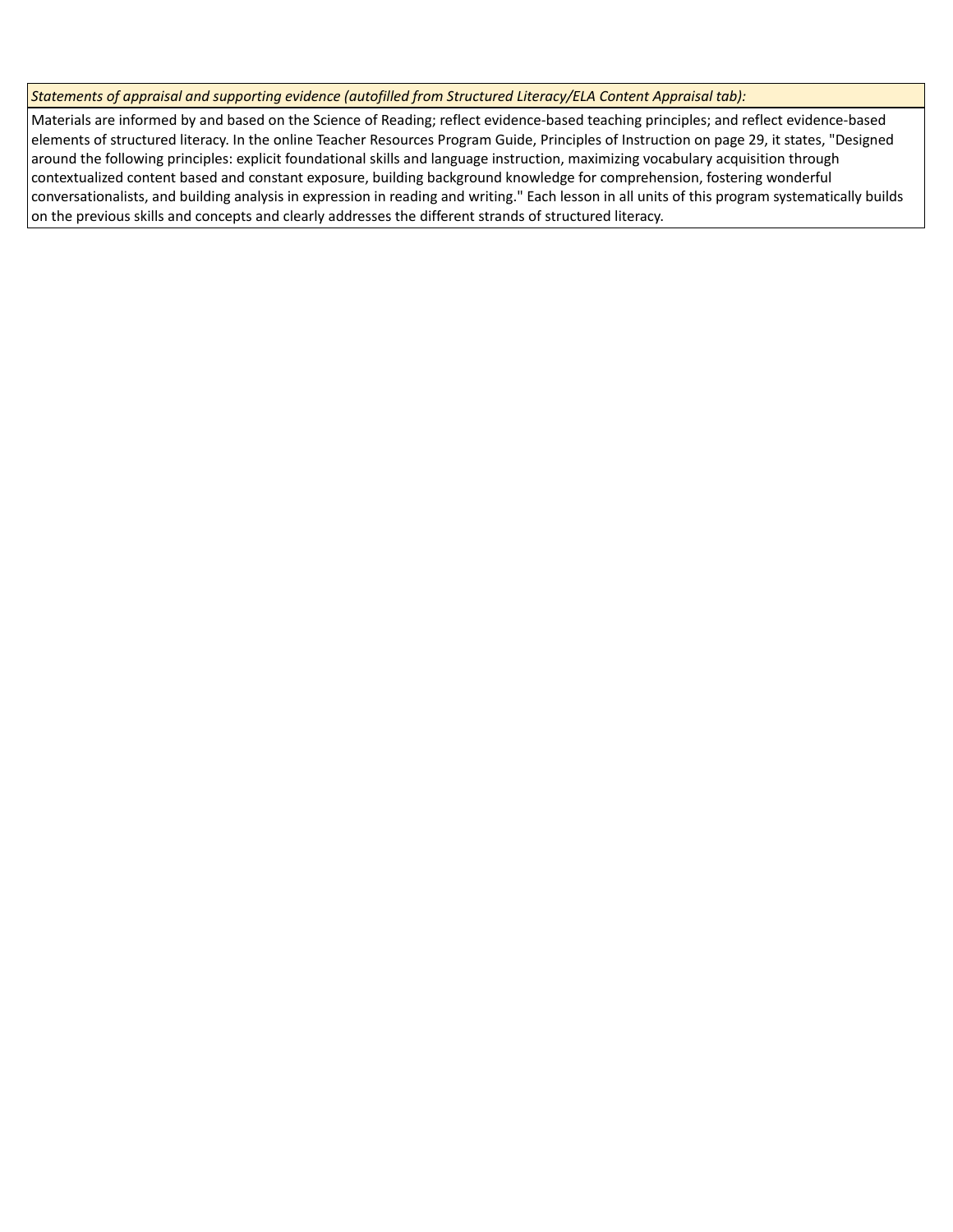| *Statements of appraisal and supporting evidence (autofilled from Structured Literacy/ELA Content Appraisal tab):* |
| --- |
| Materials are informed by and based on the Science of Reading; reflect evidence-based teaching principles; and reflect evidence-based elements of structured literacy. In the online Teacher Resources Program Guide, Principles of Instruction on page 29, it states, "Designed around the following principles: explicit foundational skills and language instruction, maximizing vocabulary acquisition through contextualized content based and constant exposure, building background knowledge for comprehension, fostering wonderful conversationalists, and building analysis in expression in reading and writing." Each lesson in all units of this program systematically builds on the previous skills and concepts and clearly addresses the different strands of structured literacy. |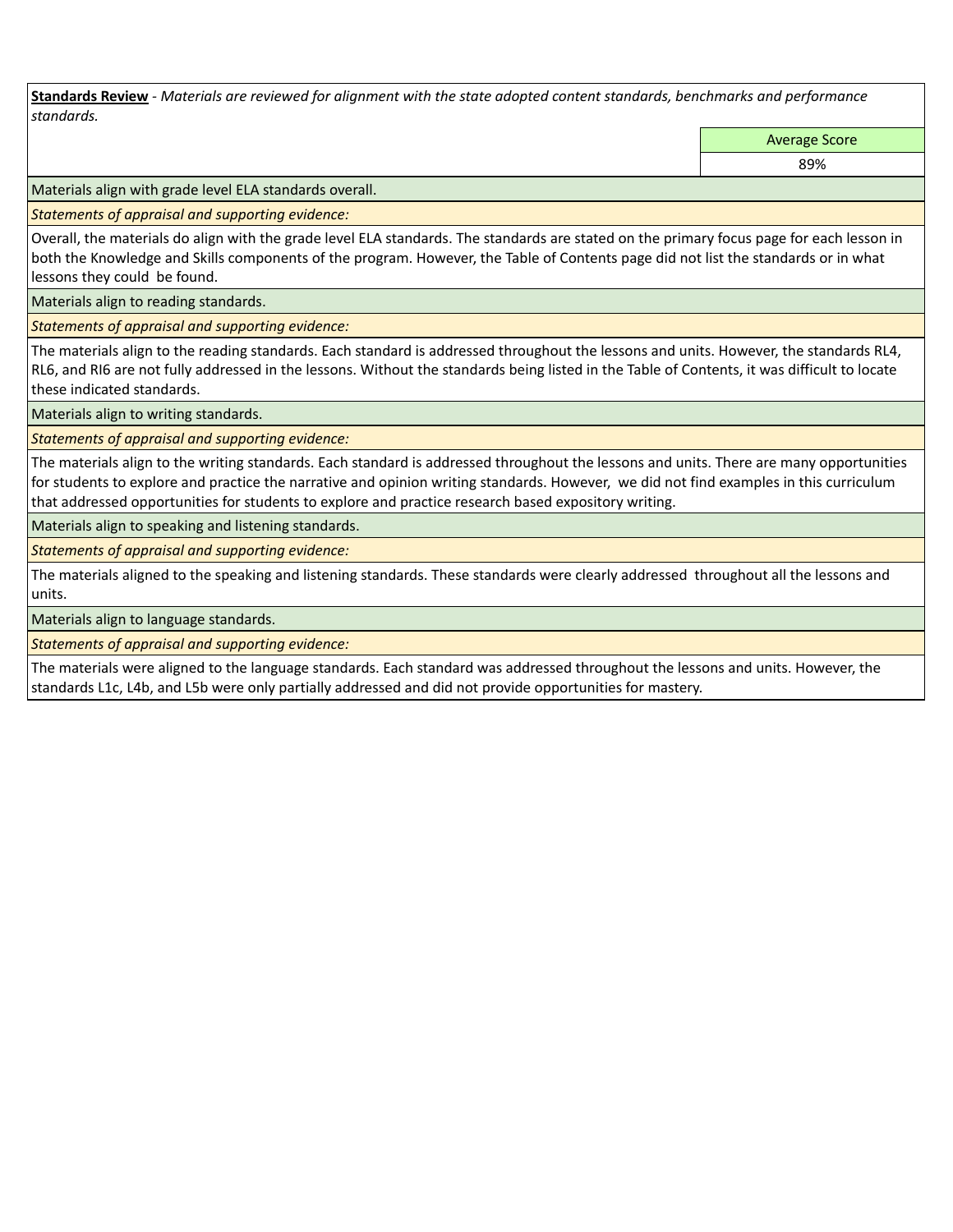**Standards Review** - *Materials are reviewed for alignment with the state adopted content standards, benchmarks and performance standards.*

| | Average Score |
|---|---|
| | 89% |

Materials align with grade level ELA standards overall.

*Statements of appraisal and supporting evidence:*

Overall, the materials do align with the grade level ELA standards. The standards are stated on the primary focus page for each lesson in both the Knowledge and Skills components of the program. However, the Table of Contents page did not list the standards or in what lessons they could be found.

Materials align to reading standards.

*Statements of appraisal and supporting evidence:*

The materials align to the reading standards. Each standard is addressed throughout the lessons and units. However, the standards RL4, RL6, and RI6 are not fully addressed in the lessons. Without the standards being listed in the Table of Contents, it was difficult to locate these indicated standards.

Materials align to writing standards.

*Statements of appraisal and supporting evidence:*

The materials align to the writing standards. Each standard is addressed throughout the lessons and units. There are many opportunities for students to explore and practice the narrative and opinion writing standards. However, we did not find examples in this curriculum that addressed opportunities for students to explore and practice research based expository writing.

Materials align to speaking and listening standards.

*Statements of appraisal and supporting evidence:*

The materials aligned to the speaking and listening standards. These standards were clearly addressed throughout all the lessons and units.

Materials align to language standards.

*Statements of appraisal and supporting evidence:*

The materials were aligned to the language standards. Each standard was addressed throughout the lessons and units. However, the standards L1c, L4b, and L5b were only partially addressed and did not provide opportunities for mastery.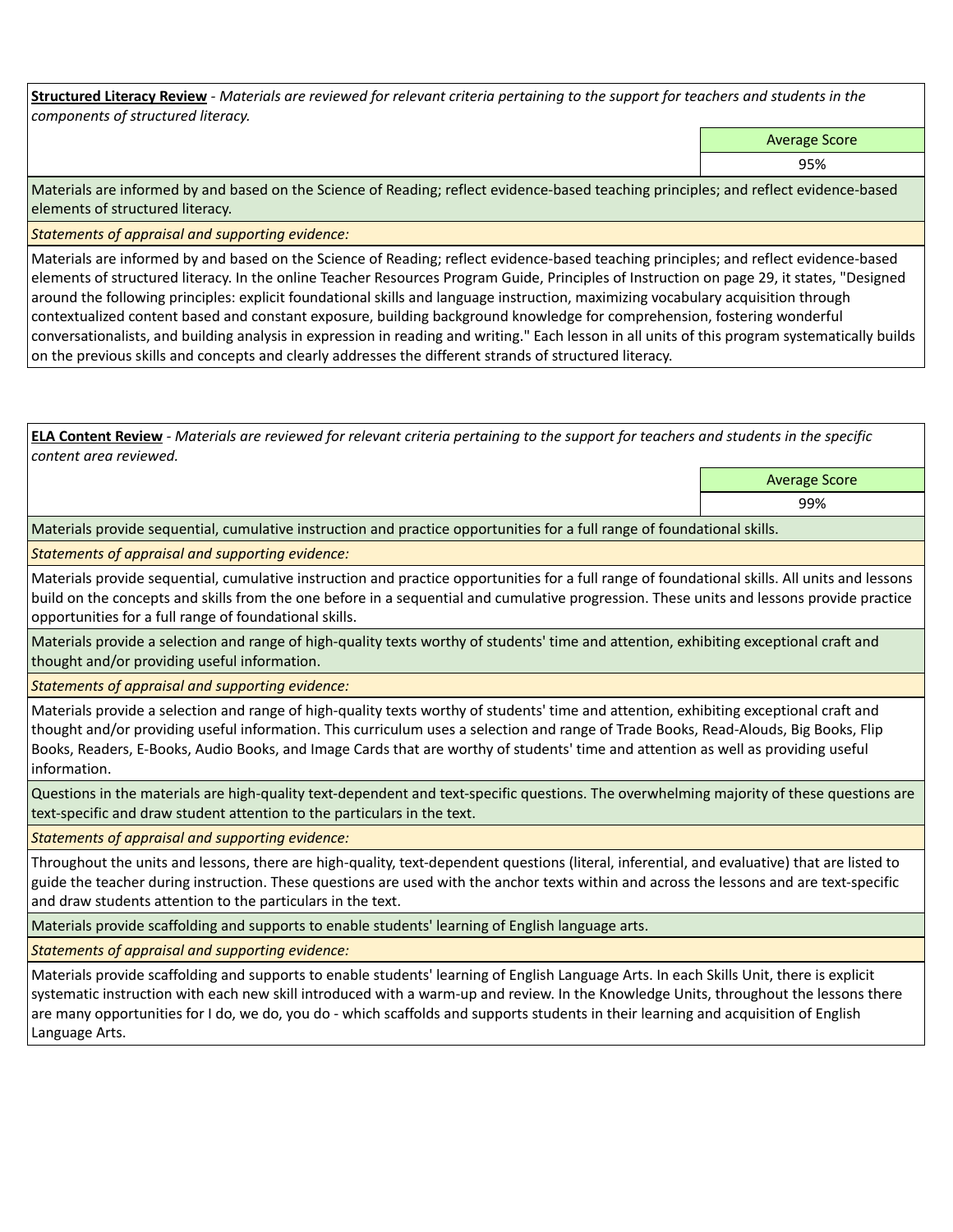**Structured Literacy Review** - *Materials are reviewed for relevant criteria pertaining to the support for teachers and students in the components of structured literacy.*

| | |
|---|---|
| | Average Score |
| | 95% |

Materials are informed by and based on the Science of Reading; reflect evidence-based teaching principles; and reflect evidence-based elements of structured literacy.

*Statements of appraisal and supporting evidence:*

Materials are informed by and based on the Science of Reading; reflect evidence-based teaching principles; and reflect evidence-based elements of structured literacy. In the online Teacher Resources Program Guide, Principles of Instruction on page 29, it states, "Designed around the following principles: explicit foundational skills and language instruction, maximizing vocabulary acquisition through contextualized content based and constant exposure, building background knowledge for comprehension, fostering wonderful conversationalists, and building analysis in expression in reading and writing." Each lesson in all units of this program systematically builds on the previous skills and concepts and clearly addresses the different strands of structured literacy.

**ELA Content Review** - *Materials are reviewed for relevant criteria pertaining to the support for teachers and students in the specific content area reviewed.*

| | |
|---|---|
| | Average Score |
| | 99% |

Materials provide sequential, cumulative instruction and practice opportunities for a full range of foundational skills.

*Statements of appraisal and supporting evidence:*

Materials provide sequential, cumulative instruction and practice opportunities for a full range of foundational skills. All units and lessons build on the concepts and skills from the one before in a sequential and cumulative progression. These units and lessons provide practice opportunities for a full range of foundational skills.

Materials provide a selection and range of high-quality texts worthy of students' time and attention, exhibiting exceptional craft and thought and/or providing useful information.

*Statements of appraisal and supporting evidence:*

Materials provide a selection and range of high-quality texts worthy of students' time and attention, exhibiting exceptional craft and thought and/or providing useful information. This curriculum uses a selection and range of Trade Books, Read-Alouds, Big Books, Flip Books, Readers, E-Books, Audio Books, and Image Cards that are worthy of students' time and attention as well as providing useful information.

Questions in the materials are high-quality text-dependent and text-specific questions. The overwhelming majority of these questions are text-specific and draw student attention to the particulars in the text.

*Statements of appraisal and supporting evidence:*

Throughout the units and lessons, there are high-quality, text-dependent questions (literal, inferential, and evaluative) that are listed to guide the teacher during instruction. These questions are used with the anchor texts within and across the lessons and are text-specific and draw students attention to the particulars in the text.

Materials provide scaffolding and supports to enable students' learning of English language arts.

*Statements of appraisal and supporting evidence:*

Materials provide scaffolding and supports to enable students' learning of English Language Arts. In each Skills Unit, there is explicit systematic instruction with each new skill introduced with a warm-up and review. In the Knowledge Units, throughout the lessons there are many opportunities for I do, we do, you do - which scaffolds and supports students in their learning and acquisition of English Language Arts.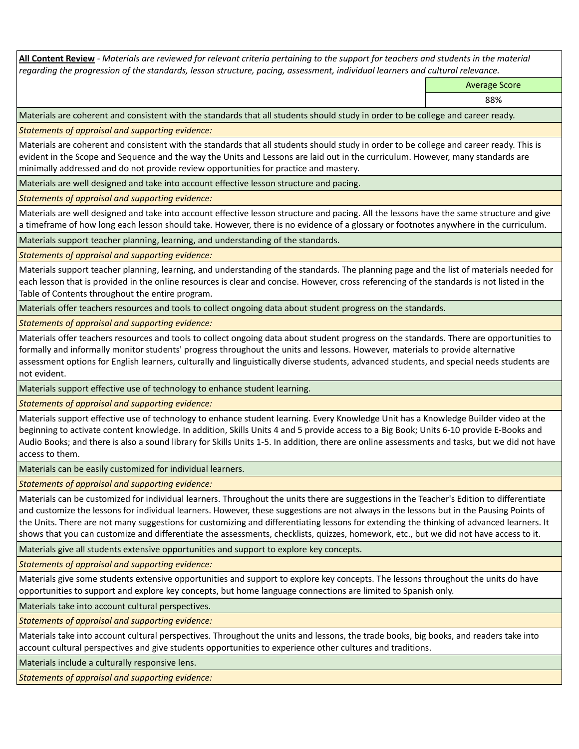**All Content Review** - *Materials are reviewed for relevant criteria pertaining to the support for teachers and students in the material regarding the progression of the standards, lesson structure, pacing, assessment, individual learners and cultural relevance.*

| | Average Score |
|---|---|
| | 88% |

Materials are coherent and consistent with the standards that all students should study in order to be college and career ready.

*Statements of appraisal and supporting evidence:*

Materials are coherent and consistent with the standards that all students should study in order to be college and career ready. This is evident in the Scope and Sequence and the way the Units and Lessons are laid out in the curriculum. However, many standards are minimally addressed and do not provide review opportunities for practice and mastery.

Materials are well designed and take into account effective lesson structure and pacing.

*Statements of appraisal and supporting evidence:*

Materials are well designed and take into account effective lesson structure and pacing. All the lessons have the same structure and give a timeframe of how long each lesson should take. However, there is no evidence of a glossary or footnotes anywhere in the curriculum.

Materials support teacher planning, learning, and understanding of the standards.

*Statements of appraisal and supporting evidence:*

Materials support teacher planning, learning, and understanding of the standards. The planning page and the list of materials needed for each lesson that is provided in the online resources is clear and concise. However, cross referencing of the standards is not listed in the Table of Contents throughout the entire program.

Materials offer teachers resources and tools to collect ongoing data about student progress on the standards.

*Statements of appraisal and supporting evidence:*

Materials offer teachers resources and tools to collect ongoing data about student progress on the standards. There are opportunities to formally and informally monitor students' progress throughout the units and lessons. However, materials to provide alternative assessment options for English learners, culturally and linguistically diverse students, advanced students, and special needs students are not evident.

Materials support effective use of technology to enhance student learning.

*Statements of appraisal and supporting evidence:*

Materials support effective use of technology to enhance student learning. Every Knowledge Unit has a Knowledge Builder video at the beginning to activate content knowledge. In addition, Skills Units 4 and 5 provide access to a Big Book; Units 6-10 provide E-Books and Audio Books; and there is also a sound library for Skills Units 1-5. In addition, there are online assessments and tasks, but we did not have access to them.

Materials can be easily customized for individual learners.

*Statements of appraisal and supporting evidence:*

Materials can be customized for individual learners. Throughout the units there are suggestions in the Teacher's Edition to differentiate and customize the lessons for individual learners. However, these suggestions are not always in the lessons but in the Pausing Points of the Units. There are not many suggestions for customizing and differentiating lessons for extending the thinking of advanced learners. It shows that you can customize and differentiate the assessments, checklists, quizzes, homework, etc., but we did not have access to it.

Materials give all students extensive opportunities and support to explore key concepts.

*Statements of appraisal and supporting evidence:*

Materials give some students extensive opportunities and support to explore key concepts. The lessons throughout the units do have opportunities to support and explore key concepts, but home language connections are limited to Spanish only.

Materials take into account cultural perspectives.

*Statements of appraisal and supporting evidence:*

Materials take into account cultural perspectives. Throughout the units and lessons, the trade books, big books, and readers take into account cultural perspectives and give students opportunities to experience other cultures and traditions.

Materials include a culturally responsive lens.

*Statements of appraisal and supporting evidence:*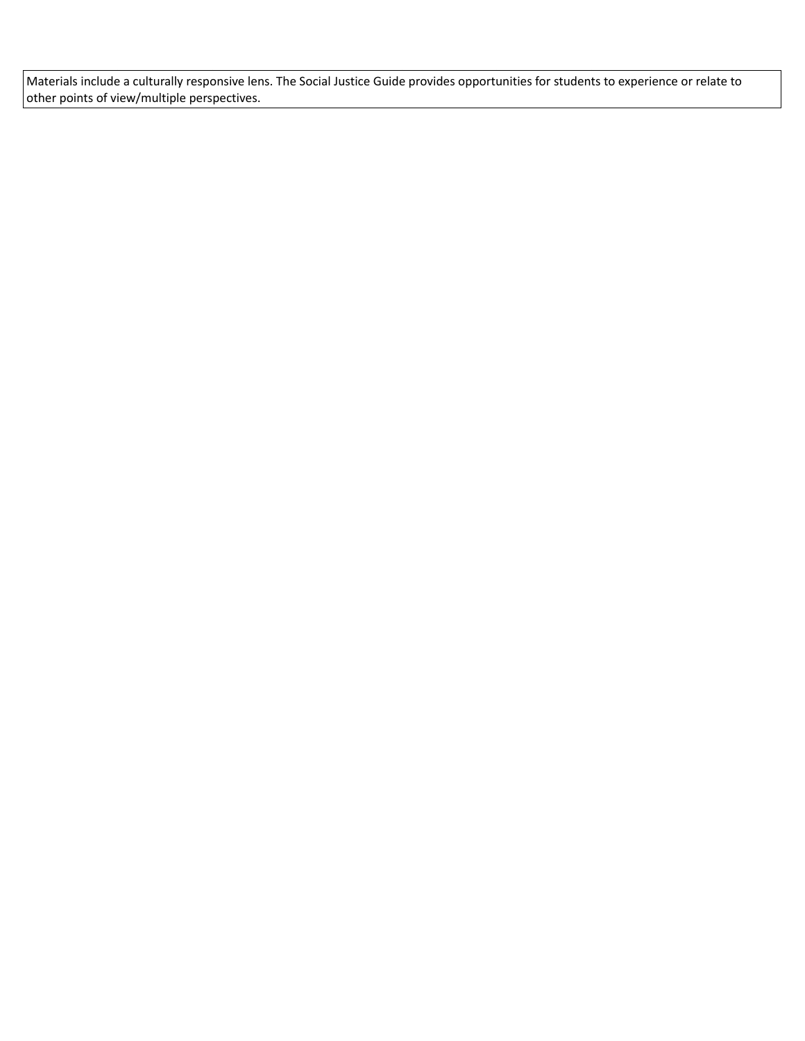| |
|---|
| Materials include a culturally responsive lens. The Social Justice Guide provides opportunities for students to experience or relate to other points of view/multiple perspectives. |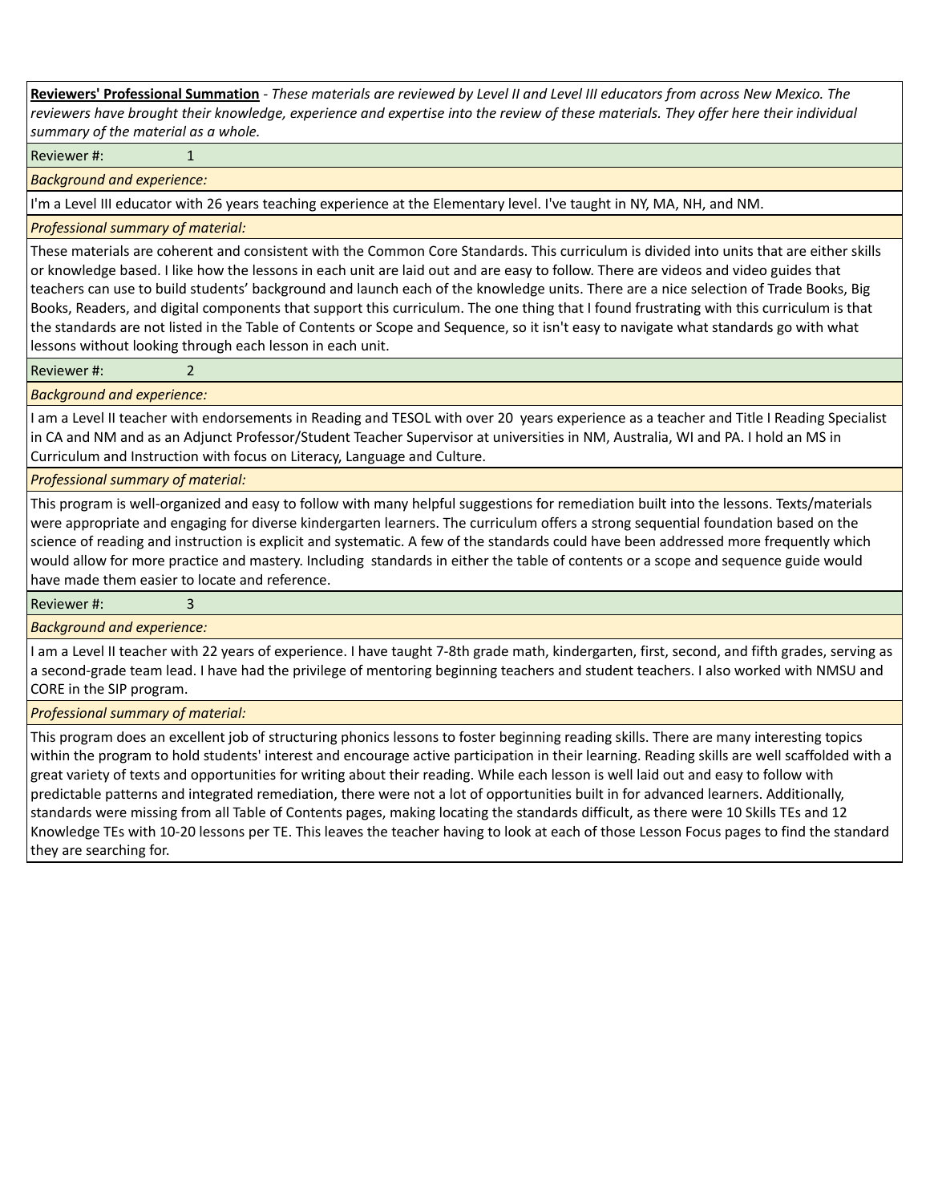**Reviewers' Professional Summation** - *These materials are reviewed by Level II and Level III educators from across New Mexico. The reviewers have brought their knowledge, experience and expertise into the review of these materials. They offer here their individual summary of the material as a whole.*

Reviewer #: 1

*Background and experience:*

I'm a Level III educator with 26 years teaching experience at the Elementary level. I've taught in NY, MA, NH, and NM.

*Professional summary of material:*

These materials are coherent and consistent with the Common Core Standards. This curriculum is divided into units that are either skills or knowledge based. I like how the lessons in each unit are laid out and are easy to follow. There are videos and video guides that teachers can use to build students' background and launch each of the knowledge units. There are a nice selection of Trade Books, Big Books, Readers, and digital components that support this curriculum. The one thing that I found frustrating with this curriculum is that the standards are not listed in the Table of Contents or Scope and Sequence, so it isn't easy to navigate what standards go with what lessons without looking through each lesson in each unit.

Reviewer #: 2

*Background and experience:*

I am a Level II teacher with endorsements in Reading and TESOL with over 20 years experience as a teacher and Title I Reading Specialist in CA and NM and as an Adjunct Professor/Student Teacher Supervisor at universities in NM, Australia, WI and PA. I hold an MS in Curriculum and Instruction with focus on Literacy, Language and Culture.

*Professional summary of material:*

This program is well-organized and easy to follow with many helpful suggestions for remediation built into the lessons. Texts/materials were appropriate and engaging for diverse kindergarten learners. The curriculum offers a strong sequential foundation based on the science of reading and instruction is explicit and systematic. A few of the standards could have been addressed more frequently which would allow for more practice and mastery. Including standards in either the table of contents or a scope and sequence guide would have made them easier to locate and reference.

Reviewer #: 3

*Background and experience:*

I am a Level II teacher with 22 years of experience. I have taught 7-8th grade math, kindergarten, first, second, and fifth grades, serving as a second-grade team lead. I have had the privilege of mentoring beginning teachers and student teachers. I also worked with NMSU and CORE in the SIP program.

*Professional summary of material:*

This program does an excellent job of structuring phonics lessons to foster beginning reading skills. There are many interesting topics within the program to hold students' interest and encourage active participation in their learning. Reading skills are well scaffolded with a great variety of texts and opportunities for writing about their reading. While each lesson is well laid out and easy to follow with predictable patterns and integrated remediation, there were not a lot of opportunities built in for advanced learners. Additionally, standards were missing from all Table of Contents pages, making locating the standards difficult, as there were 10 Skills TEs and 12 Knowledge TEs with 10-20 lessons per TE. This leaves the teacher having to look at each of those Lesson Focus pages to find the standard they are searching for.